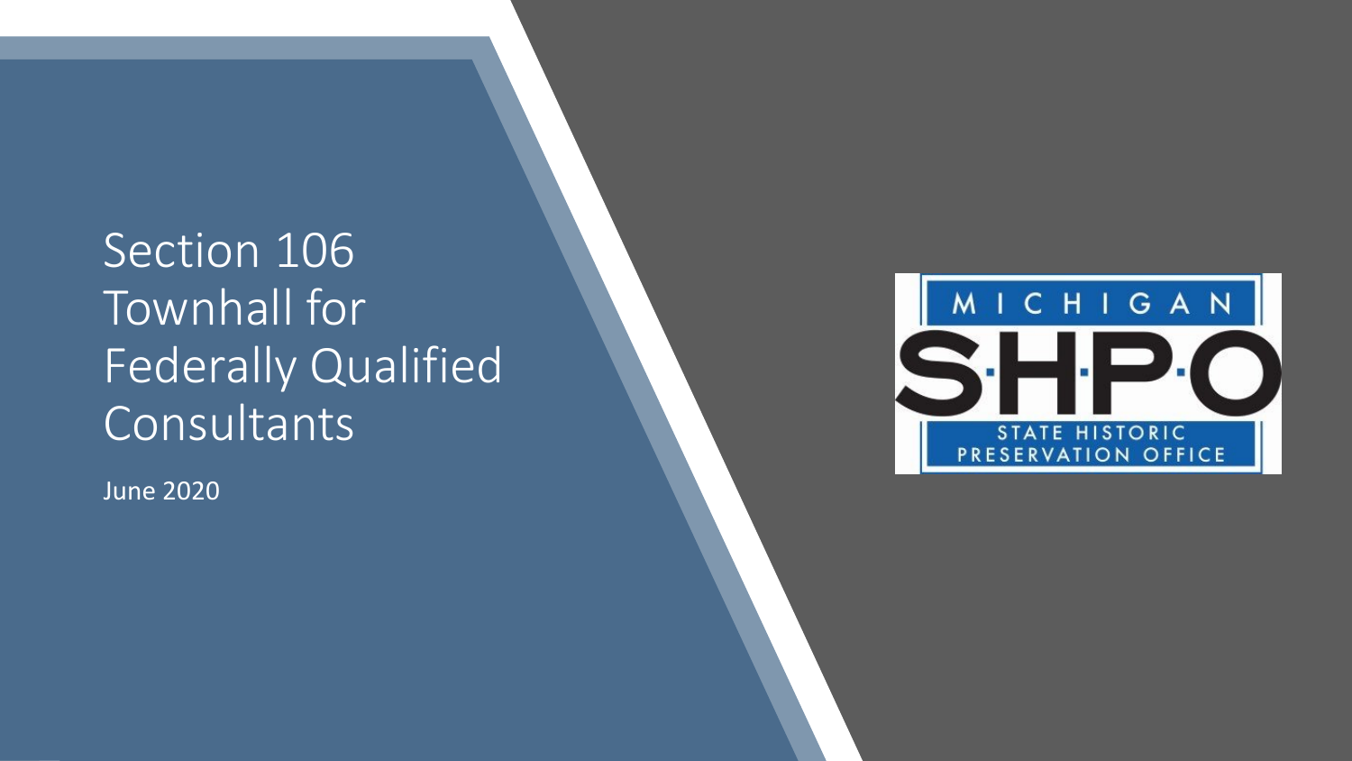# Section 106 Townhall for Federally Qualified Consultants

June 2020

MICHIGAN SHPO STATE HISTORIC PRESERVATION OFFICE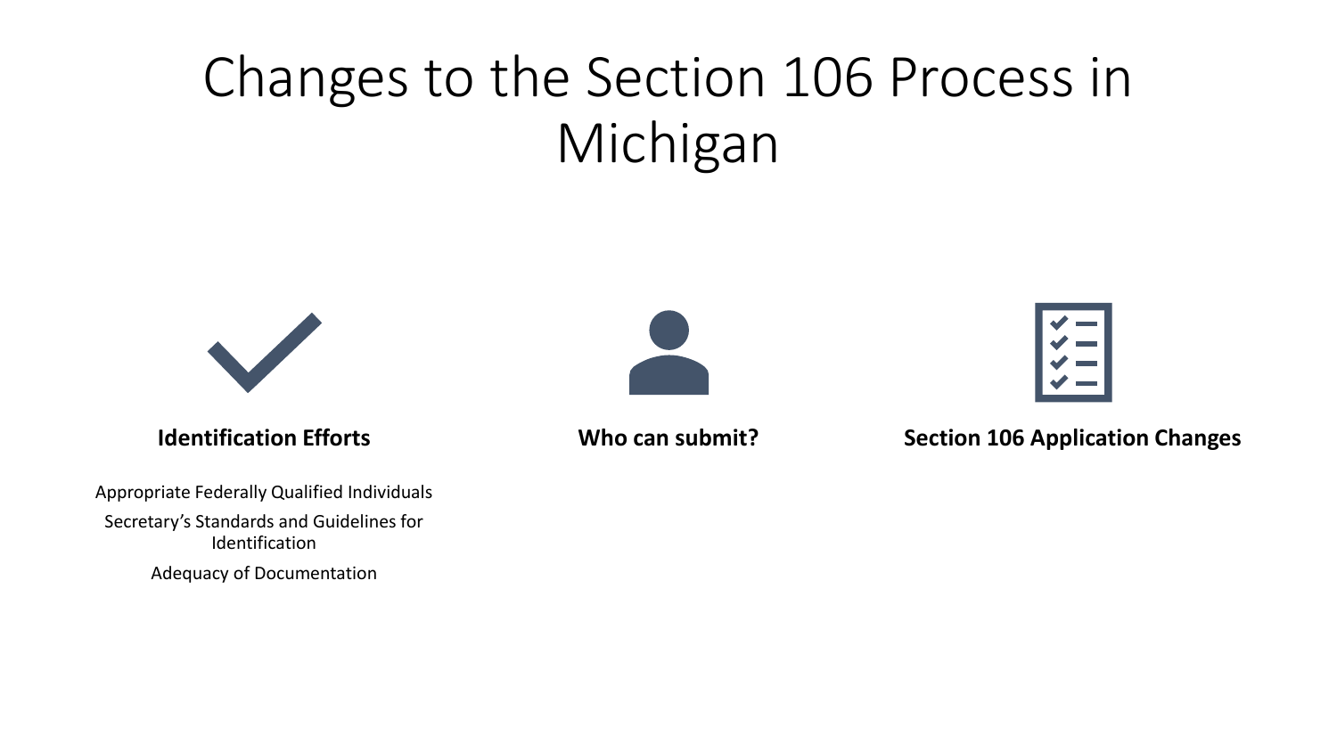# Changes to the Section 106 Process in Michigan

**Identification Efforts**

Appropriate Federally Qualified Individuals

Secretary's Standards and Guidelines for Identification

Adequacy of Documentation

**Who can submit?**

**Section 106 Application Changes**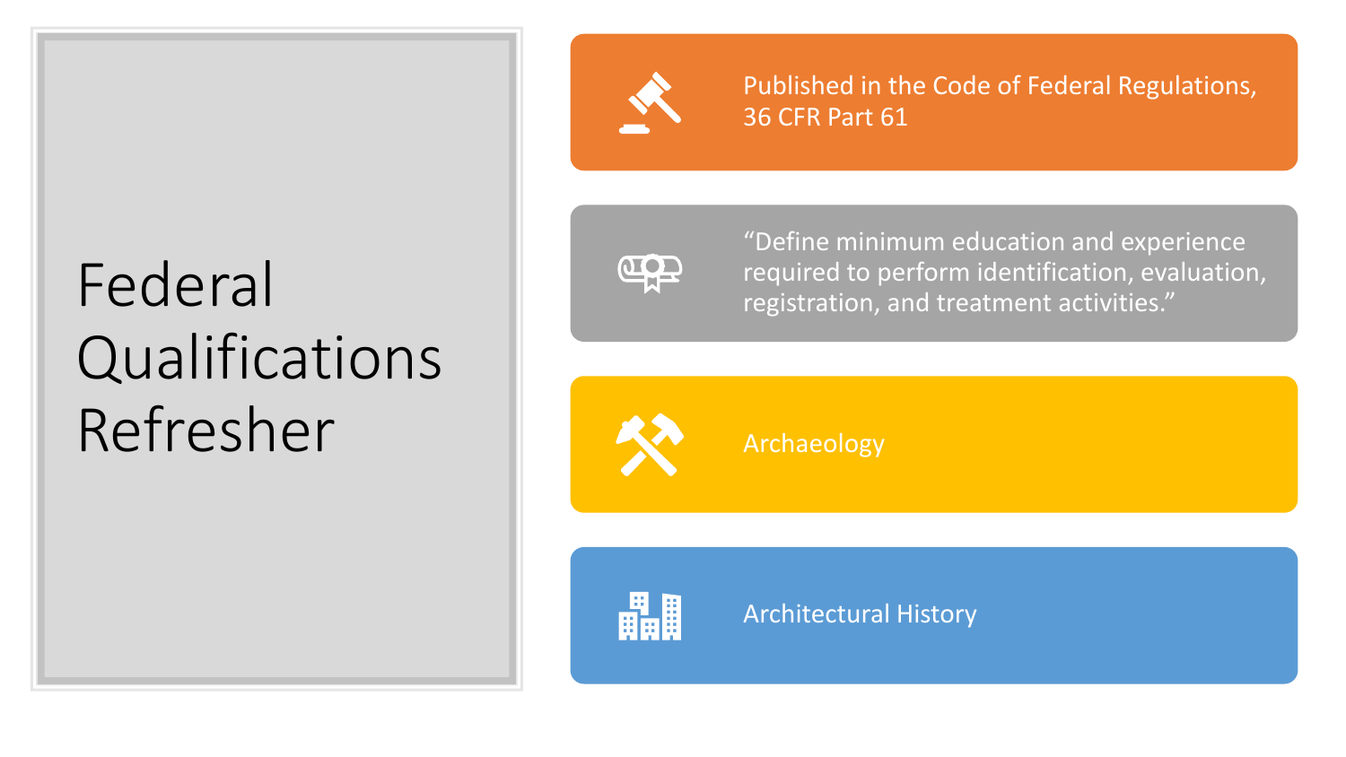# Federal Qualifications Refresher

- Published in the Code of Federal Regulations, 36 CFR Part 61
- “Define minimum education and experience required to perform identification, evaluation, registration, and treatment activities.”
- Archaeology
- Architectural History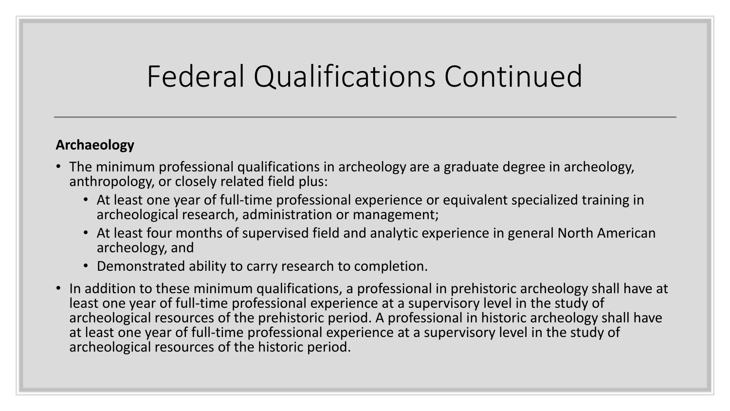# Federal Qualifications Continued

**Archaeology**

- The minimum professional qualifications in archeology are a graduate degree in archeology, anthropology, or closely related field plus:
  - At least one year of full-time professional experience or equivalent specialized training in archeological research, administration or management;
  - At least four months of supervised field and analytic experience in general North American archeology, and
  - Demonstrated ability to carry research to completion.
- In addition to these minimum qualifications, a professional in prehistoric archeology shall have at least one year of full-time professional experience at a supervisory level in the study of archeological resources of the prehistoric period. A professional in historic archeology shall have at least one year of full-time professional experience at a supervisory level in the study of archeological resources of the historic period.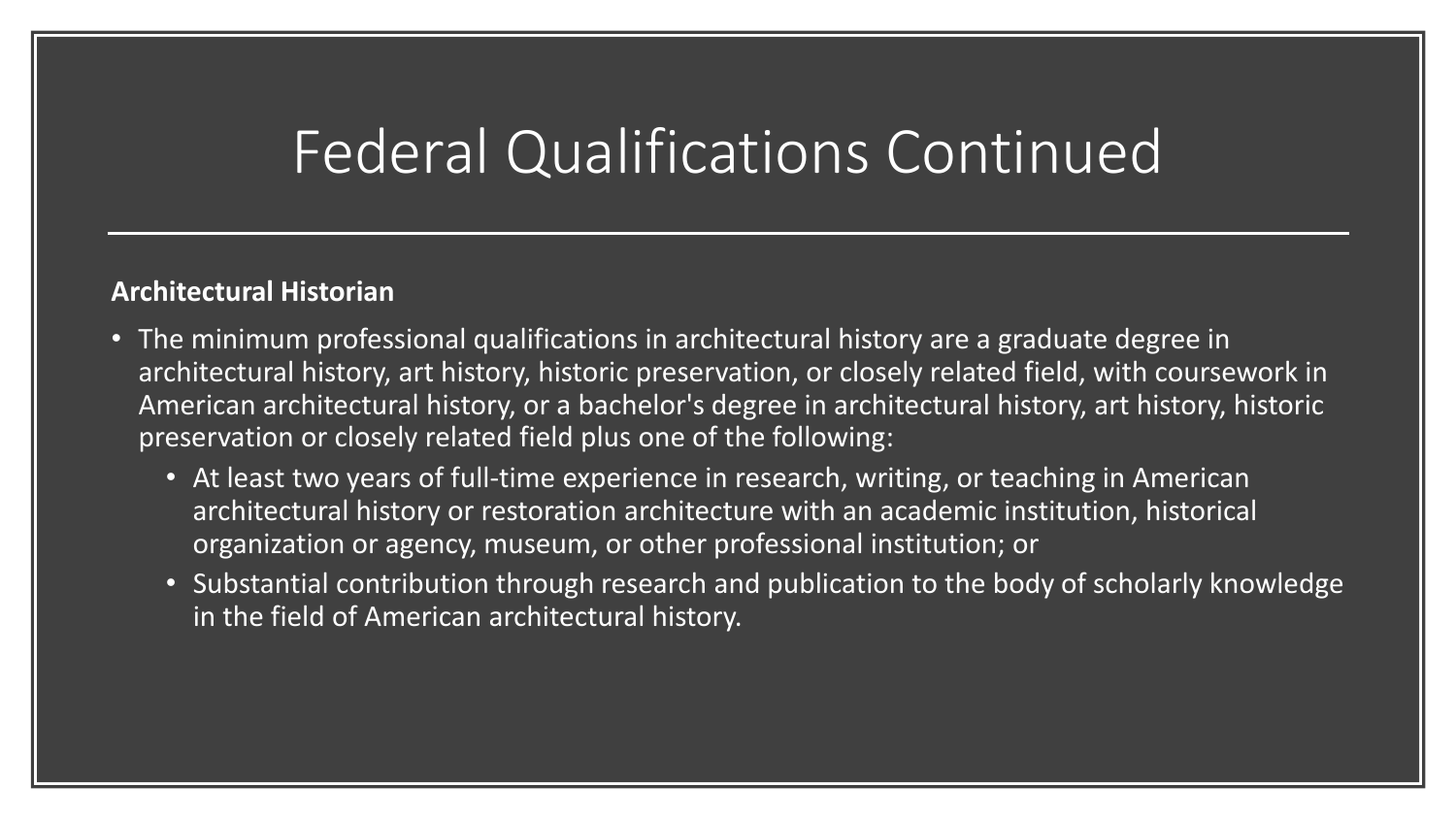# Federal Qualifications Continued

**Architectural Historian**

- The minimum professional qualifications in architectural history are a graduate degree in architectural history, art history, historic preservation, or closely related field, with coursework in American architectural history, or a bachelor's degree in architectural history, art history, historic preservation or closely related field plus one of the following:
  - At least two years of full-time experience in research, writing, or teaching in American architectural history or restoration architecture with an academic institution, historical organization or agency, museum, or other professional institution; or
  - Substantial contribution through research and publication to the body of scholarly knowledge in the field of American architectural history.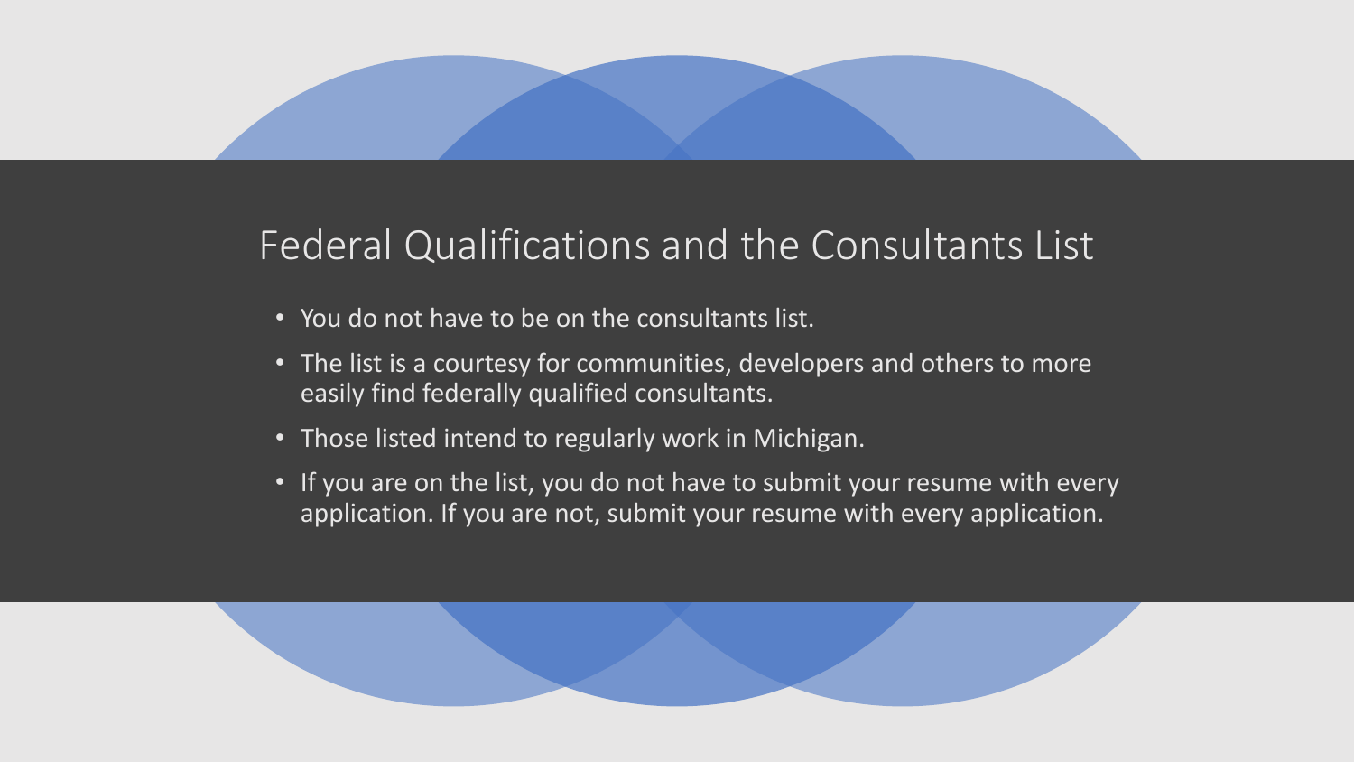# Federal Qualifications and the Consultants List

- You do not have to be on the consultants list.
- The list is a courtesy for communities, developers and others to more easily find federally qualified consultants.
- Those listed intend to regularly work in Michigan.
- If you are on the list, you do not have to submit your resume with every application. If you are not, submit your resume with every application.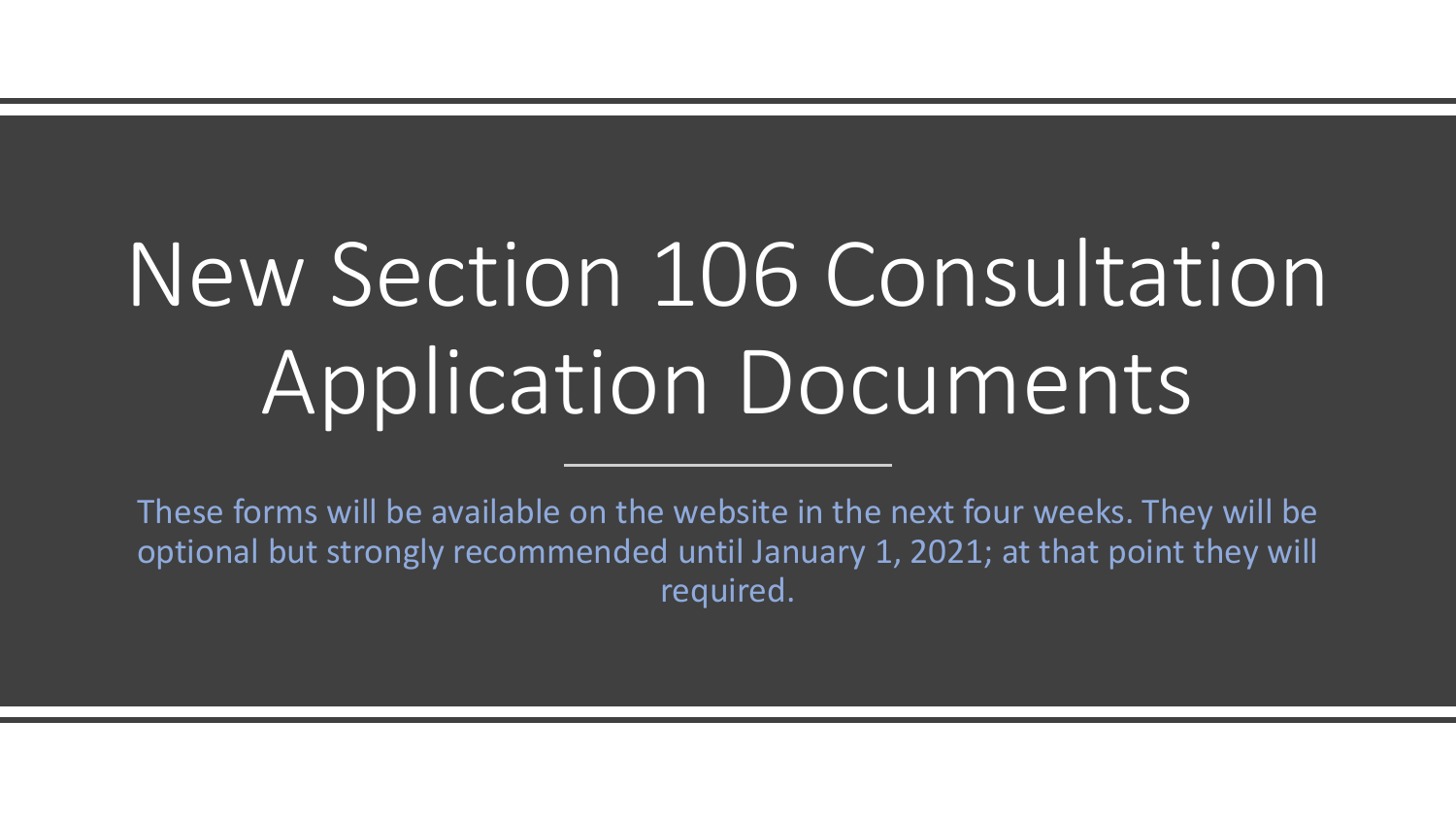# New Section 106 Consultation Application Documents

These forms will be available on the website in the next four weeks. They will be optional but strongly recommended until January 1, 2021; at that point they will required.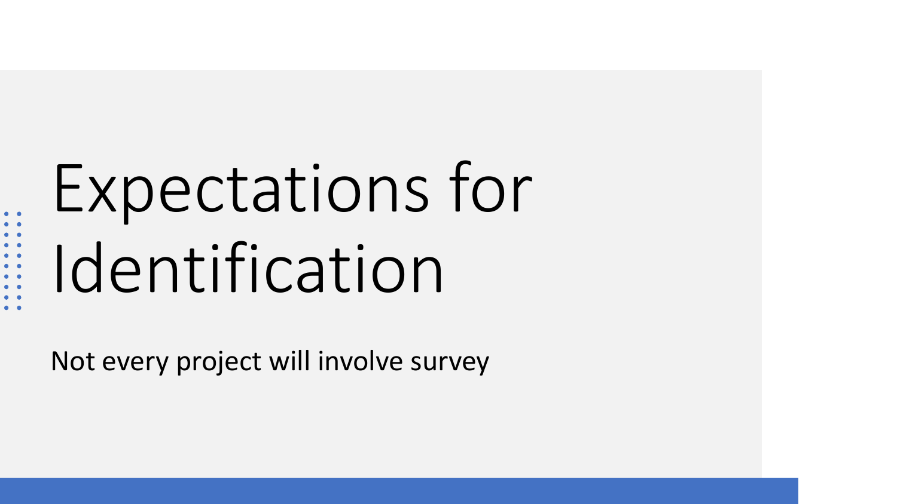# Expectations for Identification

Not every project will involve survey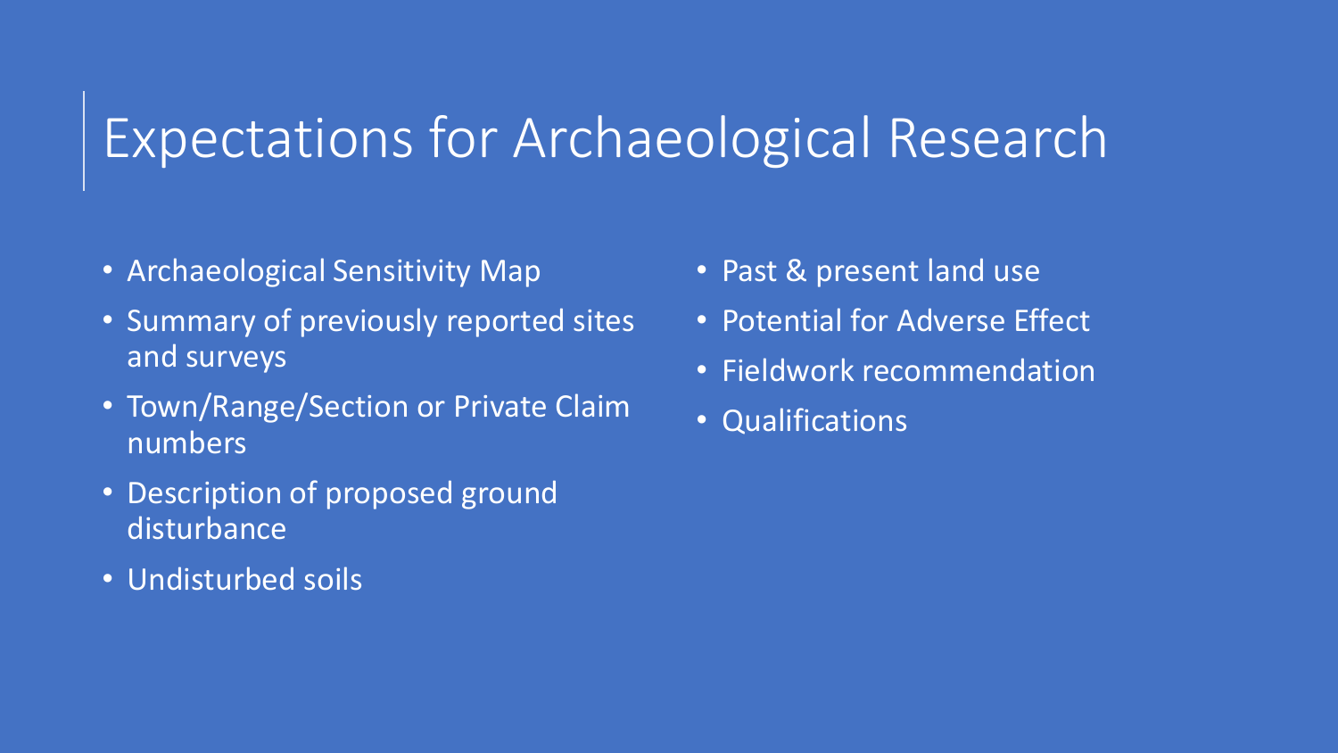# Expectations for Archaeological Research

- Archaeological Sensitivity Map
- Summary of previously reported sites and surveys
- Town/Range/Section or Private Claim numbers
- Description of proposed ground disturbance
- Undisturbed soils
- Past & present land use
- Potential for Adverse Effect
- Fieldwork recommendation
- Qualifications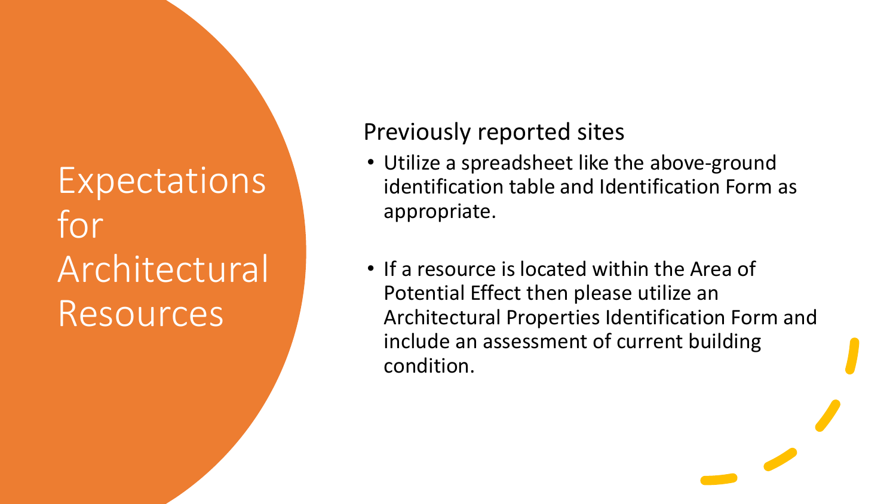# Expectations for Architectural Resources

## Previously reported sites

- Utilize a spreadsheet like the above-ground identification table and Identification Form as appropriate.
- If a resource is located within the Area of Potential Effect then please utilize an Architectural Properties Identification Form and include an assessment of current building condition.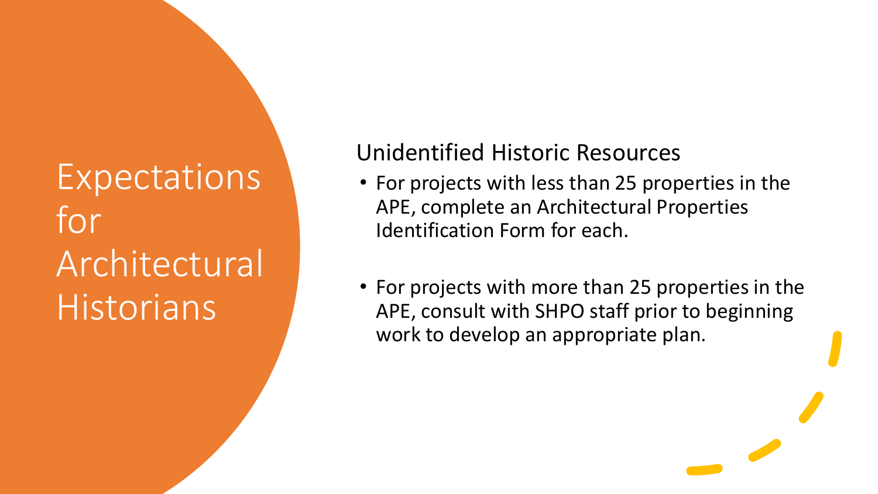# Expectations for Architectural Historians

## Unidentified Historic Resources

- For projects with less than 25 properties in the APE, complete an Architectural Properties Identification Form for each.
- For projects with more than 25 properties in the APE, consult with SHPO staff prior to beginning work to develop an appropriate plan.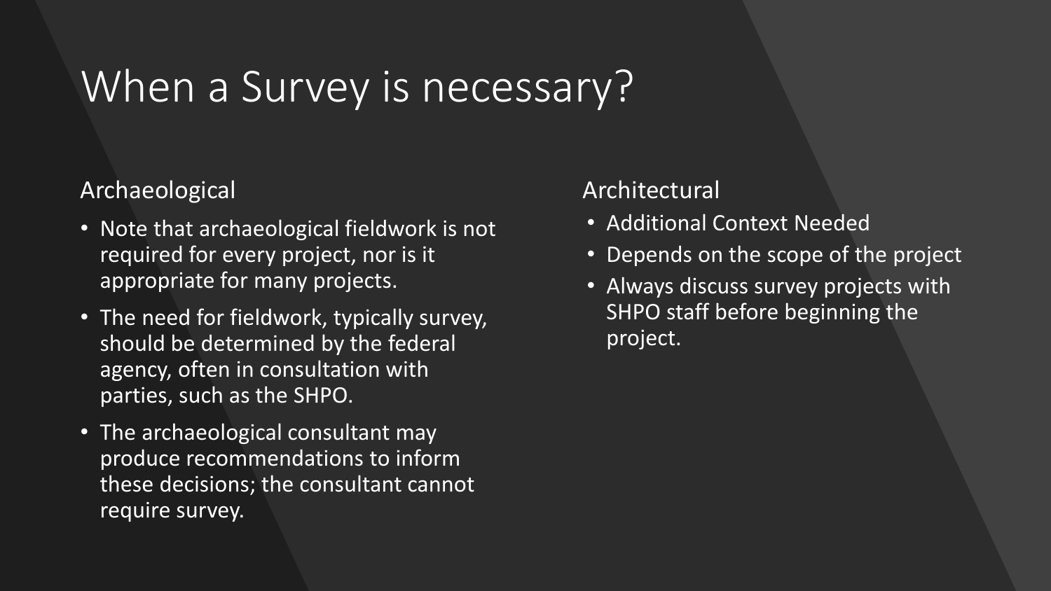# When a Survey is necessary?

## Archaeological

- Note that archaeological fieldwork is not required for every project, nor is it appropriate for many projects.
- The need for fieldwork, typically survey, should be determined by the federal agency, often in consultation with parties, such as the SHPO.
- The archaeological consultant may produce recommendations to inform these decisions; the consultant cannot require survey.

## Architectural

- Additional Context Needed
- Depends on the scope of the project
- Always discuss survey projects with SHPO staff before beginning the project.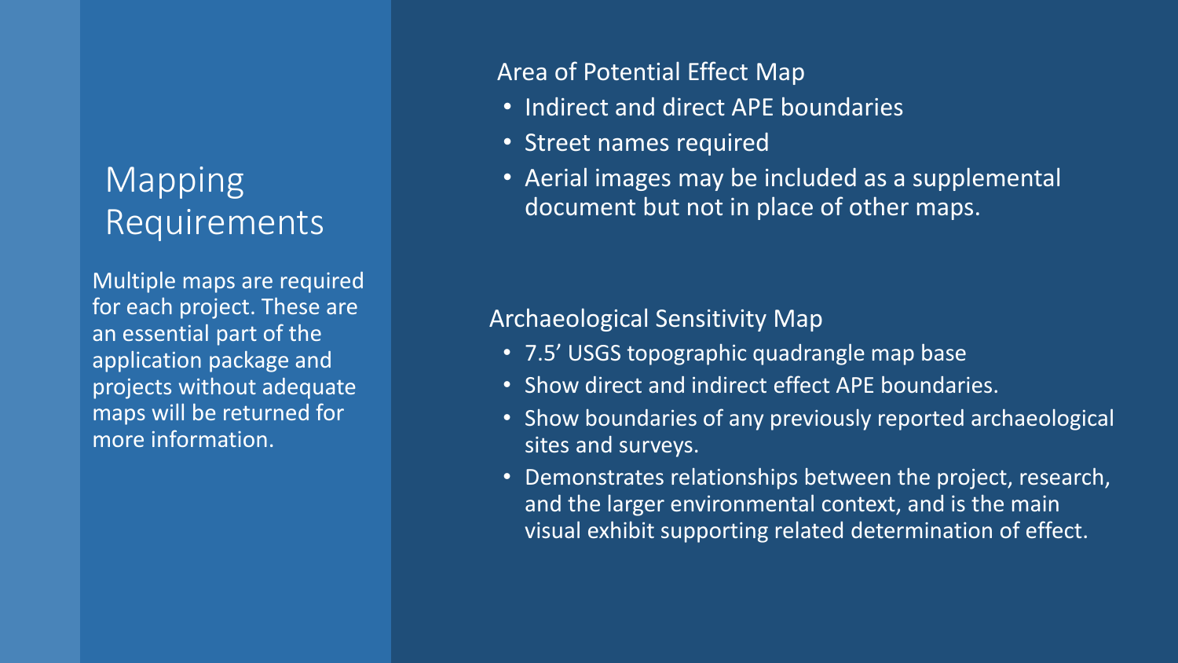# Mapping Requirements

Multiple maps are required for each project. These are an essential part of the application package and projects without adequate maps will be returned for more information.

## Area of Potential Effect Map

- Indirect and direct APE boundaries
- Street names required
- Aerial images may be included as a supplemental document but not in place of other maps.

## Archaeological Sensitivity Map

- 7.5’ USGS topographic quadrangle map base
- Show direct and indirect effect APE boundaries.
- Show boundaries of any previously reported archaeological sites and surveys.
- Demonstrates relationships between the project, research, and the larger environmental context, and is the main visual exhibit supporting related determination of effect.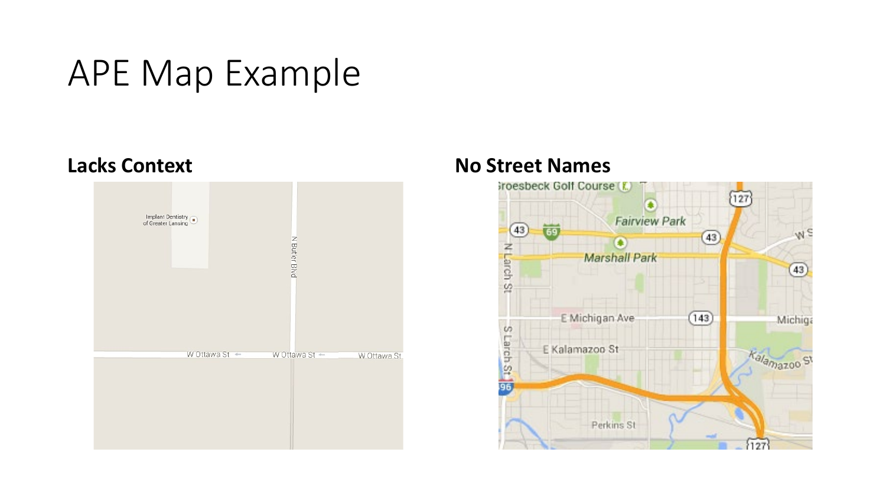# APE Map Example

**Lacks Context**

Implant Dentistry of Greater Lansing

N Butler Blvd

W Ottawa St

W Ottawa St

W Ottawa St

**No Street Names**

Groesbeck Golf Course

127

Fairview Park

43

69

43

W S

N Larch St

Marshall Park

43

E Michigan Ave

143

Michiga

S Larch St

E Kalamazoo St

Kalamazoo St

96

Perkins St

127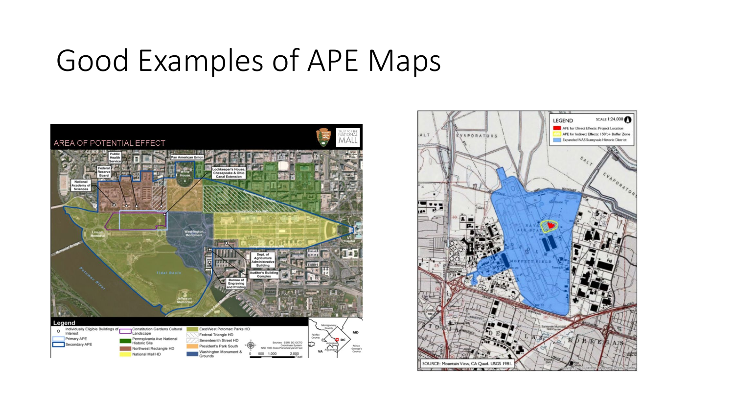# Good Examples of APE Maps

AREA OF POTENTIAL EFFECT

TRUST FOR THE NATIONAL MALL

Legend

Individually Eligible Buildings of Interest

Primary APE

Secondary APE

Constitution Gardens Cultural Landscape

Pennsylvania Ave National Historic Site

Northwest Rectangle HD

National Mall HD

East/West Potomac Parks HD

Federal Triangle HD

Seventeenth Street HD

President's Park South

Washington Monument & Grounds

Sources: ESRI DC OCTO

Coordinate System: NAD 1983 State Plane Maryland Feet

0 500 1,000 2,000 Feet

LEGEND

SCALE 1:24,000

APE for Direct Effects: Project Location

APE for Indirect Effects: 150ft+ Buffer Zone

Expanded NAS Sunnyvale Historic District

SOURCE: Mountain View, CA Quad. USGS 1981.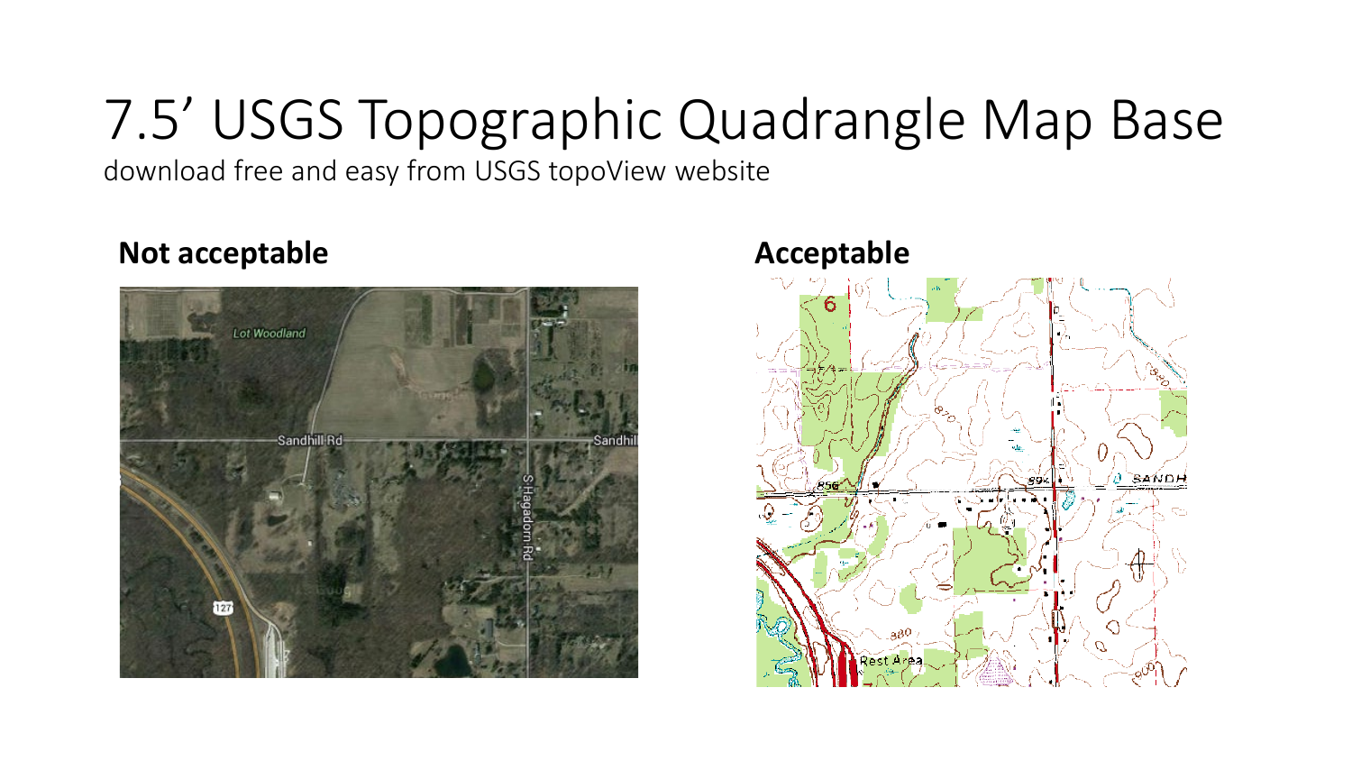# 7.5' USGS Topographic Quadrangle Map Base

download free and easy from USGS topoView website

**Not acceptable**

**Acceptable**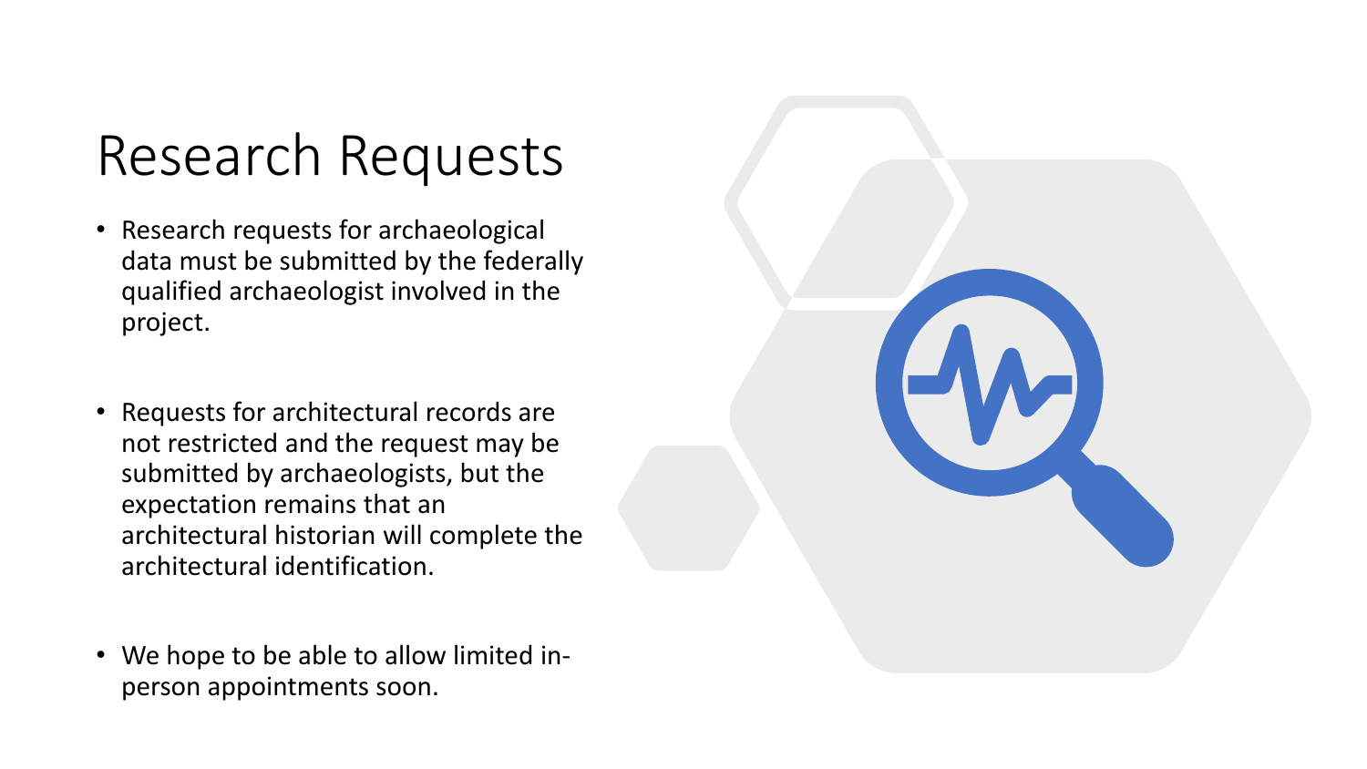# Research Requests

- Research requests for archaeological data must be submitted by the federally qualified archaeologist involved in the project.
- Requests for architectural records are not restricted and the request may be submitted by archaeologists, but the expectation remains that an architectural historian will complete the architectural identification.
- We hope to be able to allow limited in-person appointments soon.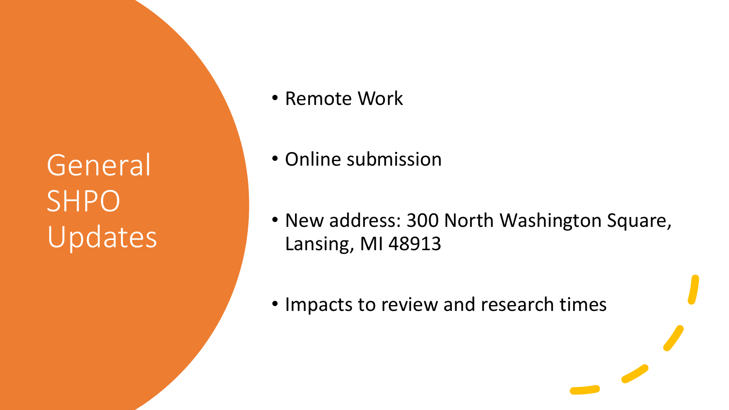# General SHPO Updates

- Remote Work
- Online submission
- New address: 300 North Washington Square, Lansing, MI 48913
- Impacts to review and research times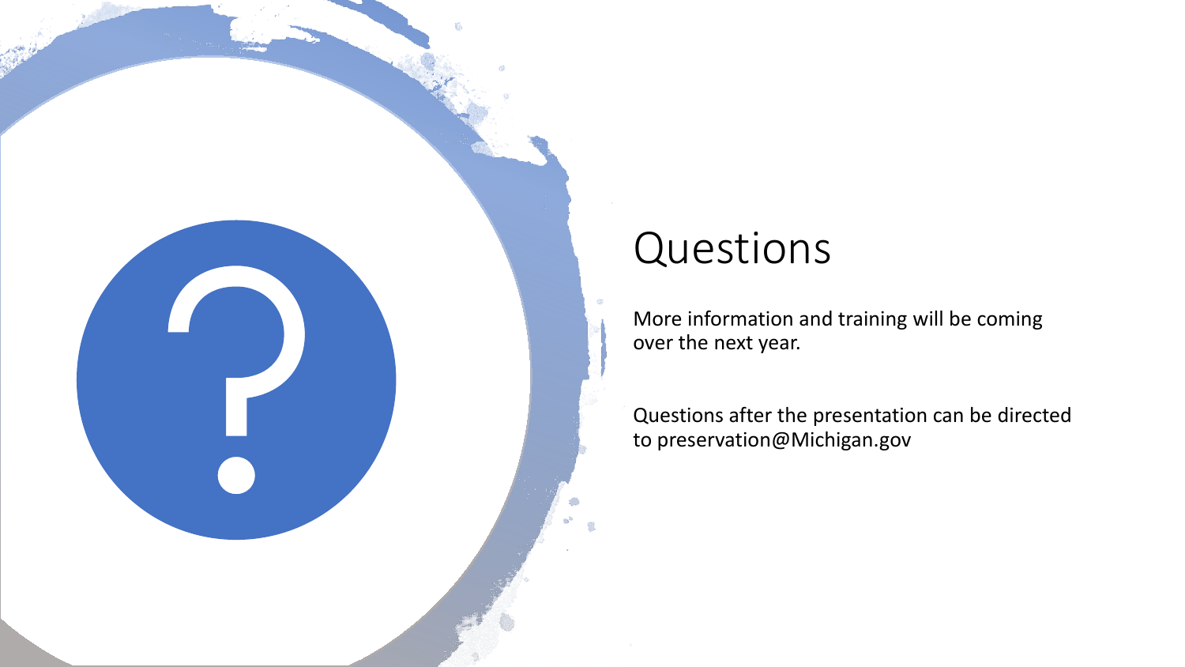# Questions

More information and training will be coming over the next year.

Questions after the presentation can be directed to preservation@Michigan.gov